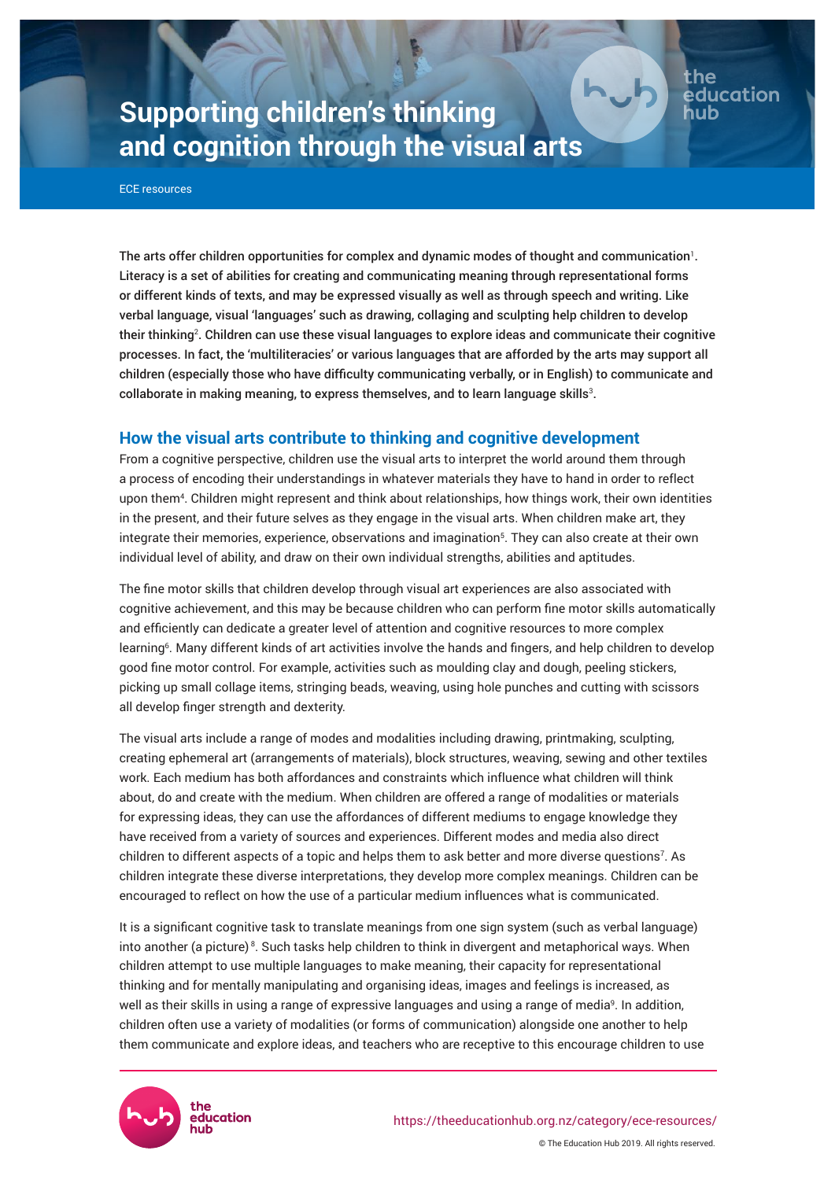# Supporting children's thinking and cognition through the visual arts

ECE resources

**The arts offer children opportunities for complex and dynamic modes of thought and communication[1]. Literacy is a set of abilities for creating and communicating meaning through representational forms or different kinds of texts, and may be expressed visually as well as through speech and writing. Like verbal language, visual 'languages' such as drawing, collaging and sculpting help children to develop their thinking[2]. Children can use these visual languages to explore ideas and communicate their cognitive processes. In fact, the 'multiliteracies' or various languages that are afforded by the arts may support all children (especially those who have difficulty communicating verbally, or in English) to communicate and collaborate in making meaning, to express themselves, and to learn language skills[3].**

## How the visual arts contribute to thinking and cognitive development

From a cognitive perspective, children use the visual arts to interpret the world around them through a process of encoding their understandings in whatever materials they have to hand in order to reflect upon them[4]. Children might represent and think about relationships, how things work, their own identities in the present, and their future selves as they engage in the visual arts. When children make art, they integrate their memories, experience, observations and imagination[5]. They can also create at their own individual level of ability, and draw on their own individual strengths, abilities and aptitudes.

The fine motor skills that children develop through visual art experiences are also associated with cognitive achievement, and this may be because children who can perform fine motor skills automatically and efficiently can dedicate a greater level of attention and cognitive resources to more complex learning[6]. Many different kinds of art activities involve the hands and fingers, and help children to develop good fine motor control. For example, activities such as moulding clay and dough, peeling stickers, picking up small collage items, stringing beads, weaving, using hole punches and cutting with scissors all develop finger strength and dexterity.

The visual arts include a range of modes and modalities including drawing, printmaking, sculpting, creating ephemeral art (arrangements of materials), block structures, weaving, sewing and other textiles work. Each medium has both affordances and constraints which influence what children will think about, do and create with the medium. When children are offered a range of modalities or materials for expressing ideas, they can use the affordances of different mediums to engage knowledge they have received from a variety of sources and experiences. Different modes and media also direct children to different aspects of a topic and helps them to ask better and more diverse questions[7]. As children integrate these diverse interpretations, they develop more complex meanings. Children can be encouraged to reflect on how the use of a particular medium influences what is communicated.

It is a significant cognitive task to translate meanings from one sign system (such as verbal language) into another (a picture)[8]. Such tasks help children to think in divergent and metaphorical ways. When children attempt to use multiple languages to make meaning, their capacity for representational thinking and for mentally manipulating and organising ideas, images and feelings is increased, as well as their skills in using a range of expressive languages and using a range of media[9]. In addition, children often use a variety of modalities (or forms of communication) alongside one another to help them communicate and explore ideas, and teachers who are receptive to this encourage children to use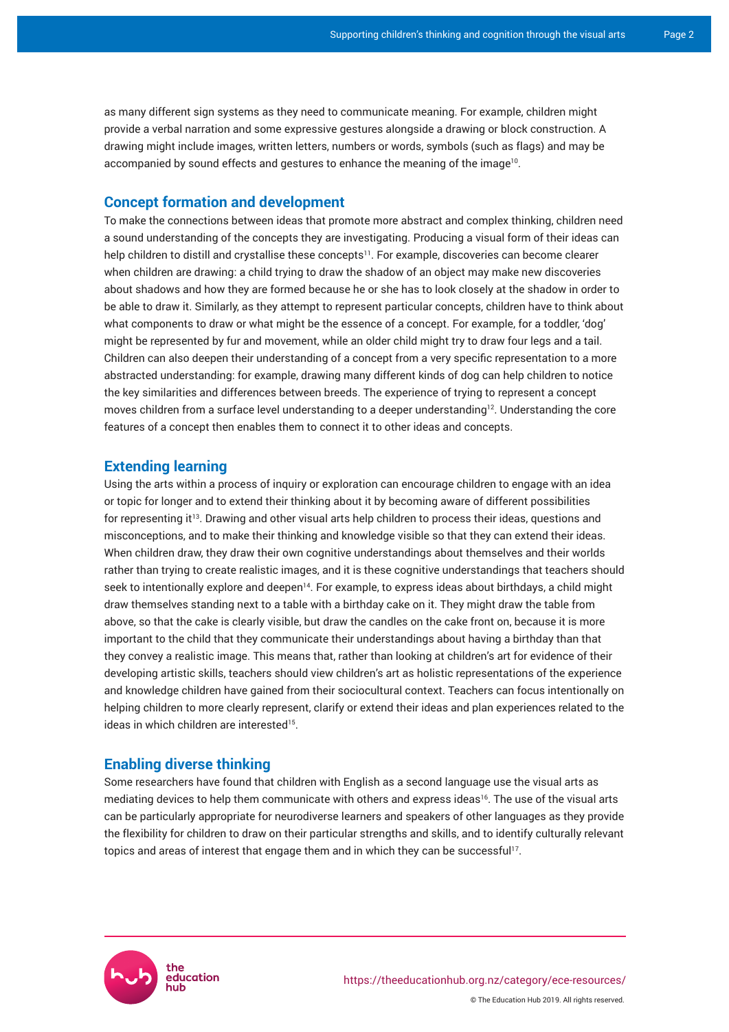as many different sign systems as they need to communicate meaning. For example, children might provide a verbal narration and some expressive gestures alongside a drawing or block construction. A drawing might include images, written letters, numbers or words, symbols (such as flags) and may be accompanied by sound effects and gestures to enhance the meaning of the image[10].

## Concept formation and development

To make the connections between ideas that promote more abstract and complex thinking, children need a sound understanding of the concepts they are investigating. Producing a visual form of their ideas can help children to distill and crystallise these concepts[11]. For example, discoveries can become clearer when children are drawing: a child trying to draw the shadow of an object may make new discoveries about shadows and how they are formed because he or she has to look closely at the shadow in order to be able to draw it. Similarly, as they attempt to represent particular concepts, children have to think about what components to draw or what might be the essence of a concept. For example, for a toddler, 'dog' might be represented by fur and movement, while an older child might try to draw four legs and a tail. Children can also deepen their understanding of a concept from a very specific representation to a more abstracted understanding: for example, drawing many different kinds of dog can help children to notice the key similarities and differences between breeds. The experience of trying to represent a concept moves children from a surface level understanding to a deeper understanding[12]. Understanding the core features of a concept then enables them to connect it to other ideas and concepts.

## Extending learning

Using the arts within a process of inquiry or exploration can encourage children to engage with an idea or topic for longer and to extend their thinking about it by becoming aware of different possibilities for representing it[13]. Drawing and other visual arts help children to process their ideas, questions and misconceptions, and to make their thinking and knowledge visible so that they can extend their ideas. When children draw, they draw their own cognitive understandings about themselves and their worlds rather than trying to create realistic images, and it is these cognitive understandings that teachers should seek to intentionally explore and deepen[14]. For example, to express ideas about birthdays, a child might draw themselves standing next to a table with a birthday cake on it. They might draw the table from above, so that the cake is clearly visible, but draw the candles on the cake front on, because it is more important to the child that they communicate their understandings about having a birthday than that they convey a realistic image. This means that, rather than looking at children's art for evidence of their developing artistic skills, teachers should view children's art as holistic representations of the experience and knowledge children have gained from their sociocultural context. Teachers can focus intentionally on helping children to more clearly represent, clarify or extend their ideas and plan experiences related to the ideas in which children are interested[15].

## Enabling diverse thinking

Some researchers have found that children with English as a second language use the visual arts as mediating devices to help them communicate with others and express ideas[16]. The use of the visual arts can be particularly appropriate for neurodiverse learners and speakers of other languages as they provide the flexibility for children to draw on their particular strengths and skills, and to identify culturally relevant topics and areas of interest that engage them and in which they can be successful[17].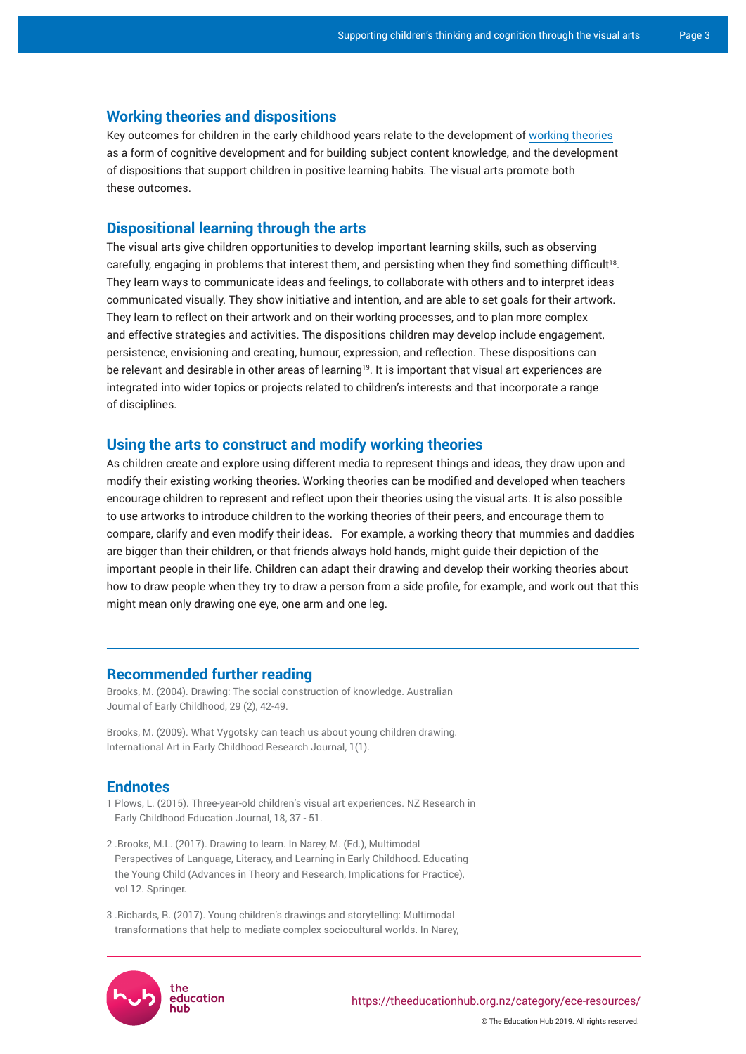## Working theories and dispositions

Key outcomes for children in the early childhood years relate to the development of working theories as a form of cognitive development and for building subject content knowledge, and the development of dispositions that support children in positive learning habits. The visual arts promote both these outcomes.

## Dispositional learning through the arts

The visual arts give children opportunities to develop important learning skills, such as observing carefully, engaging in problems that interest them, and persisting when they find something difficult[18]. They learn ways to communicate ideas and feelings, to collaborate with others and to interpret ideas communicated visually. They show initiative and intention, and are able to set goals for their artwork. They learn to reflect on their artwork and on their working processes, and to plan more complex and effective strategies and activities. The dispositions children may develop include engagement, persistence, envisioning and creating, humour, expression, and reflection. These dispositions can be relevant and desirable in other areas of learning[19]. It is important that visual art experiences are integrated into wider topics or projects related to children's interests and that incorporate a range of disciplines.

## Using the arts to construct and modify working theories

As children create and explore using different media to represent things and ideas, they draw upon and modify their existing working theories. Working theories can be modified and developed when teachers encourage children to represent and reflect upon their theories using the visual arts. It is also possible to use artworks to introduce children to the working theories of their peers, and encourage them to compare, clarify and even modify their ideas. For example, a working theory that mummies and daddies are bigger than their children, or that friends always hold hands, might guide their depiction of the important people in their life. Children can adapt their drawing and develop their working theories about how to draw people when they try to draw a person from a side profile, for example, and work out that this might mean only drawing one eye, one arm and one leg.

---

## Recommended further reading

Brooks, M. (2004). Drawing: The social construction of knowledge. Australian Journal of Early Childhood, 29 (2), 42-49.

Brooks, M. (2009). What Vygotsky can teach us about young children drawing. International Art in Early Childhood Research Journal, 1(1).

## Endnotes

1 Plows, L. (2015). Three-year-old children's visual art experiences. NZ Research in Early Childhood Education Journal, 18, 37 - 51.

2 .Brooks, M.L. (2017). Drawing to learn. In Narey, M. (Ed.), Multimodal Perspectives of Language, Literacy, and Learning in Early Childhood. Educating the Young Child (Advances in Theory and Research, Implications for Practice), vol 12. Springer.

3 .Richards, R. (2017). Young children's drawings and storytelling: Multimodal transformations that help to mediate complex sociocultural worlds. In Narey,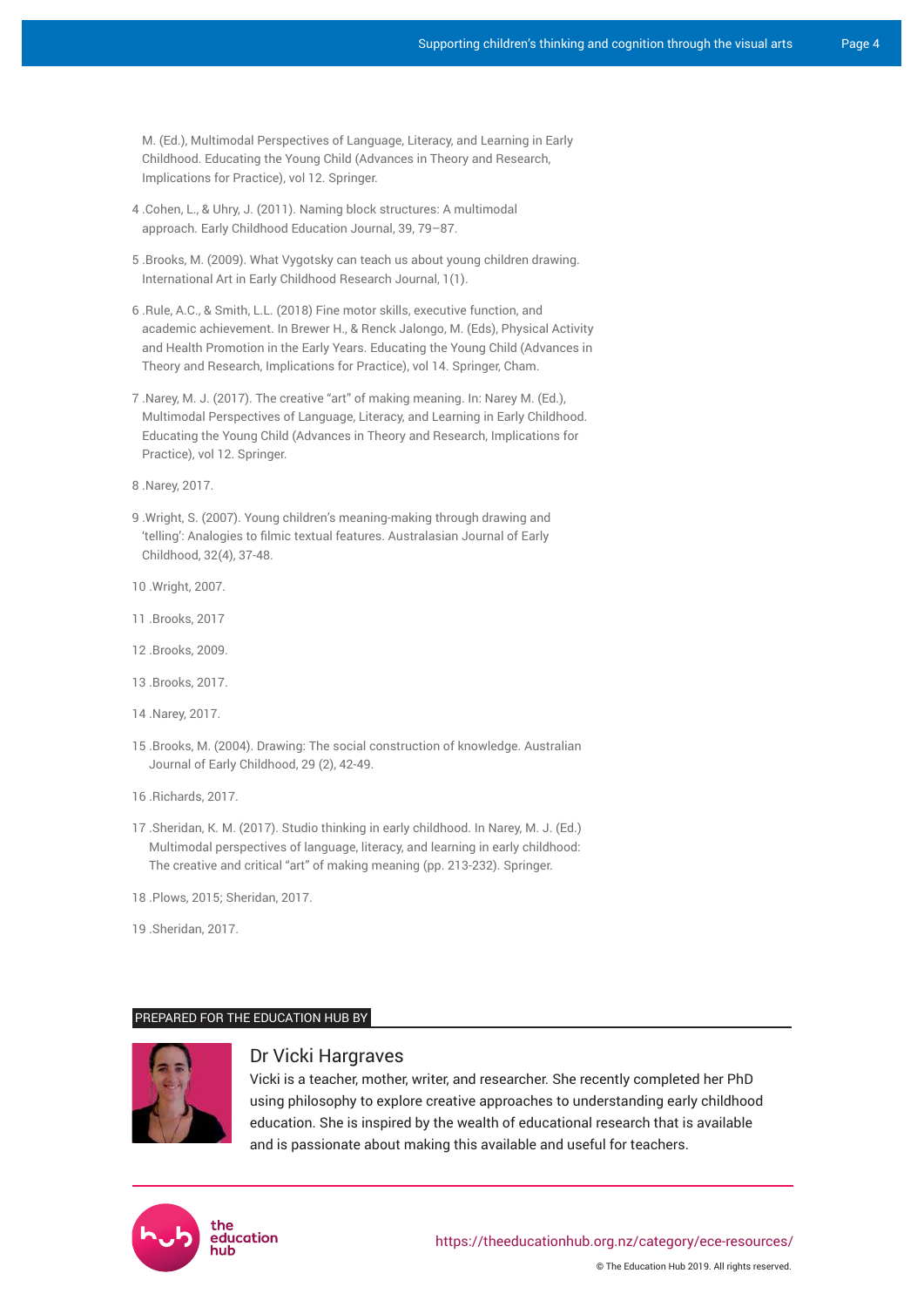M. (Ed.), Multimodal Perspectives of Language, Literacy, and Learning in Early Childhood. Educating the Young Child (Advances in Theory and Research, Implications for Practice), vol 12. Springer.

4 .Cohen, L., & Uhry, J. (2011). Naming block structures: A multimodal approach. Early Childhood Education Journal, 39, 79–87.

5 .Brooks, M. (2009). What Vygotsky can teach us about young children drawing. International Art in Early Childhood Research Journal, 1(1).

6 .Rule, A.C., & Smith, L.L. (2018) Fine motor skills, executive function, and academic achievement. In Brewer H., & Renck Jalongo, M. (Eds), Physical Activity and Health Promotion in the Early Years. Educating the Young Child (Advances in Theory and Research, Implications for Practice), vol 14. Springer, Cham.

7 .Narey, M. J. (2017). The creative "art" of making meaning. In: Narey M. (Ed.), Multimodal Perspectives of Language, Literacy, and Learning in Early Childhood. Educating the Young Child (Advances in Theory and Research, Implications for Practice), vol 12. Springer.

8 .Narey, 2017.

9 .Wright, S. (2007). Young children's meaning-making through drawing and 'telling': Analogies to filmic textual features. Australasian Journal of Early Childhood, 32(4), 37-48.

10 .Wright, 2007.

11 .Brooks, 2017

12 .Brooks, 2009.

13 .Brooks, 2017.

14 .Narey, 2017.

15 .Brooks, M. (2004). Drawing: The social construction of knowledge. Australian Journal of Early Childhood, 29 (2), 42-49.

16 .Richards, 2017.

17 .Sheridan, K. M. (2017). Studio thinking in early childhood. In Narey, M. J. (Ed.) Multimodal perspectives of language, literacy, and learning in early childhood: The creative and critical "art" of making meaning (pp. 213-232). Springer.

18 .Plows, 2015; Sheridan, 2017.

19 .Sheridan, 2017.

PREPARED FOR THE EDUCATION HUB BY

## Dr Vicki Hargraves

Vicki is a teacher, mother, writer, and researcher. She recently completed her PhD using philosophy to explore creative approaches to understanding early childhood education. She is inspired by the wealth of educational research that is available and is passionate about making this available and useful for teachers.

the education hub

https://theeducationhub.org.nz/category/ece-resources/

© The Education Hub 2019. All rights reserved.